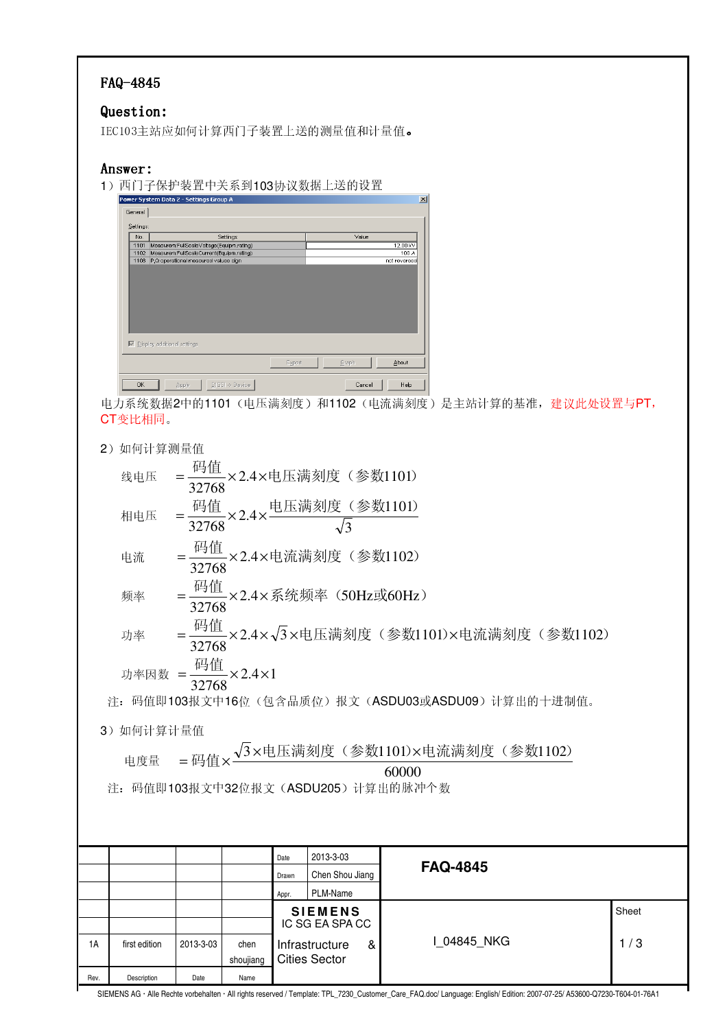# FAQ-4845

## Question:

IEC103主站应如何计算西门子装置上送的测量值和计量值。

## Answer:

1）西门子保护装置中关系到103协议数据上送的设置

| No. | Settings | Value |
|---|---|---|
| 1101 | Measurem:FullScaleVoltage(Equipm.rating) | 12.00 kV |
| 1102 | Measurem:FullScaleCurrent(Equipm.rating) | 100 A |
| 1108 | P,Q operational measured values sign | not reversed |

电力系统数据2中的1101（电压满刻度）和1102（电流满刻度）是主站计算的基准，建议此处设置与PT，CT变比相同。

2）如何计算测量值

$$\text{线电压} = \frac{\text{码值}}{32768} \times 2.4 \times \text{电压满刻度（参数1101）}$$

$$\text{相电压} = \frac{\text{码值}}{32768} \times 2.4 \times \frac{\text{电压满刻度（参数1101）}}{\sqrt{3}}$$

$$\text{电流} = \frac{\text{码值}}{32768} \times 2.4 \times \text{电流满刻度（参数1102）}$$

$$\text{频率} = \frac{\text{码值}}{32768} \times 2.4 \times \text{系统频率（50Hz或60Hz）}$$

$$\text{功率} = \frac{\text{码值}}{32768} \times 2.4 \times \sqrt{3} \times \text{电压满刻度（参数1101）} \times \text{电流满刻度（参数1102）}$$

$$\text{功率因数} = \frac{\text{码值}}{32768} \times 2.4 \times 1$$

注：码值即103报文中16位（包含品质位）报文（ASDU03或ASDU09）计算出的十进制值。

3）如何计算计量值

$$\text{电度量} = \text{码值} \times \frac{\sqrt{3} \times \text{电压满刻度（参数1101）} \times \text{电流满刻度（参数1102）}}{60000}$$

注：码值即103报文中32位报文（ASDU205）计算出的脉冲个数

| | | | | Date | 2013-3-03 | FAQ-4845 | |
|---|---|---|---|---|---|---|---|
| | | | | Drawn | Chen Shou Jiang | | |
| | | | | Appr. | PLM-Name | | |
| | | | | SIEMENS IC SG EA SPA CC Infrastructure & Cities Sector | | I_04845_NKG | Sheet 1 / 3 |
| 1A | first edition | 2013-3-03 | chen shoujiang | | | | |
| Rev. | Description | Date | Name | | | | |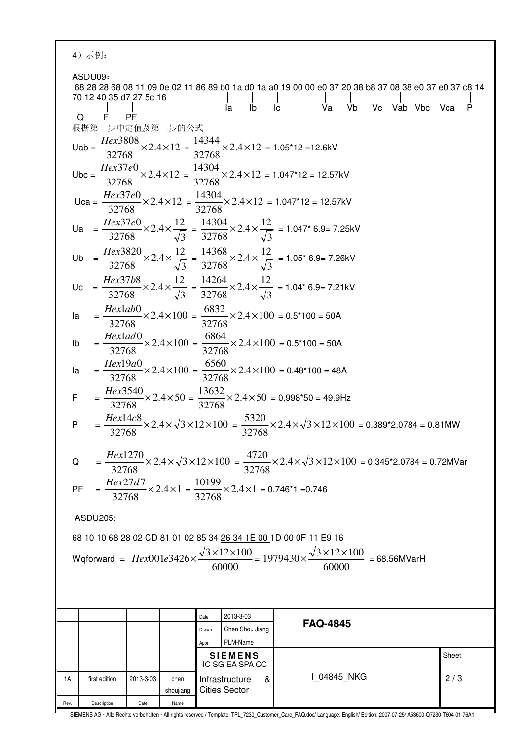4）示例：

ASDU09：

68 28 28 68 08 11 09 0e 02 11 86 89 <u>b0 1a</u> <u>d0 1a</u> <u>a0 19</u> 00 00 <u>e0 37</u> <u>20 38</u> <u>b8 37</u> <u>08 38</u> <u>e0 37</u> <u>e0 37</u> <u>c8 14</u> <u>70 12</u> <u>40 35</u> <u>d7 27</u> 5c 16

(Labels under the underlined fields: b0 1a = Ia, d0 1a = Ib, a0 19 = Ic, e0 37 = Va, 20 38 = Vb, b8 37 = Vc, 08 38 = Vab, e0 37 = Vbc, e0 37 = Vca, c8 14 = P, 70 12 = Q, 40 35 = F, d7 27 = PF)

根据第一步中定值及第二步的公式

Uab = $\frac{Hex3808}{32768}\times 2.4\times 12$ = $\frac{14344}{32768}\times 2.4\times 12$ = 1.05*12 =12.6kV

Ubc = $\frac{Hex37e0}{32768}\times 2.4\times 12$ = $\frac{14304}{32768}\times 2.4\times 12$ = 1.047*12 = 12.57kV

Uca = $\frac{Hex37e0}{32768}\times 2.4\times 12$ = $\frac{14304}{32768}\times 2.4\times 12$ = 1.047*12 = 12.57kV

Ua = $\frac{Hex37e0}{32768}\times 2.4\times \frac{12}{\sqrt{3}}$ = $\frac{14304}{32768}\times 2.4\times \frac{12}{\sqrt{3}}$ = 1.047* 6.9= 7.25kV

Ub = $\frac{Hex3820}{32768}\times 2.4\times \frac{12}{\sqrt{3}}$ = $\frac{14368}{32768}\times 2.4\times \frac{12}{\sqrt{3}}$ = 1.05* 6.9= 7.26kV

Uc = $\frac{Hex37b8}{32768}\times 2.4\times \frac{12}{\sqrt{3}}$ = $\frac{14264}{32768}\times 2.4\times \frac{12}{\sqrt{3}}$ = 1.04* 6.9= 7.21kV

Ia = $\frac{Hex1ab0}{32768}\times 2.4\times 100$ = $\frac{6832}{32768}\times 2.4\times 100$ = 0.5*100 = 50A

Ib = $\frac{Hex1ad0}{32768}\times 2.4\times 100$ = $\frac{6864}{32768}\times 2.4\times 100$ = 0.5*100 = 50A

Ia = $\frac{Hex19a0}{32768}\times 2.4\times 100$ = $\frac{6560}{32768}\times 2.4\times 100$ = 0.48*100 = 48A

F = $\frac{Hex3540}{32768}\times 2.4\times 50$ = $\frac{13632}{32768}\times 2.4\times 50$ = 0.998*50 = 49.9Hz

P = $\frac{Hex14c8}{32768}\times 2.4\times \sqrt{3}\times 12\times 100$ = $\frac{5320}{32768}\times 2.4\times \sqrt{3}\times 12\times 100$ = 0.389*2.0784 = 0.81MW

Q = $\frac{Hex1270}{32768}\times 2.4\times \sqrt{3}\times 12\times 100$ = $\frac{4720}{32768}\times 2.4\times \sqrt{3}\times 12\times 100$ = 0.345*2.0784 = 0.72MVar

PF = $\frac{Hex27d7}{32768}\times 2.4\times 1$ = $\frac{10199}{32768}\times 2.4\times 1$ = 0.746*1 =0.746

ASDU205:

68 10 10 68 28 02 CD 81 01 02 85 34 <u>26 34 1E 00</u> 1D 00 0F 11 E9 16

Wqforward = $Hex001e3426\times \frac{\sqrt{3}\times 12\times 100}{60000}$ = $1979430\times \frac{\sqrt{3}\times 12\times 100}{60000}$ = 68.56MVarH

| | | | | Date | 2013-3-03 | FAQ-4845 | |
|---|---|---|---|---|---|---|---|
| | | | | Drawn | Chen Shou Jiang | | |
| | | | | Appr. | PLM-Name | | |
| | | | | SIEMENS IC SG EA SPA CC | | | Sheet |
| 1A | first edition | 2013-3-03 | chen shoujiang | Infrastructure & Cities Sector | | I_04845_NKG | 2 / 3 |
| Rev. | Description | Date | Name | | | | |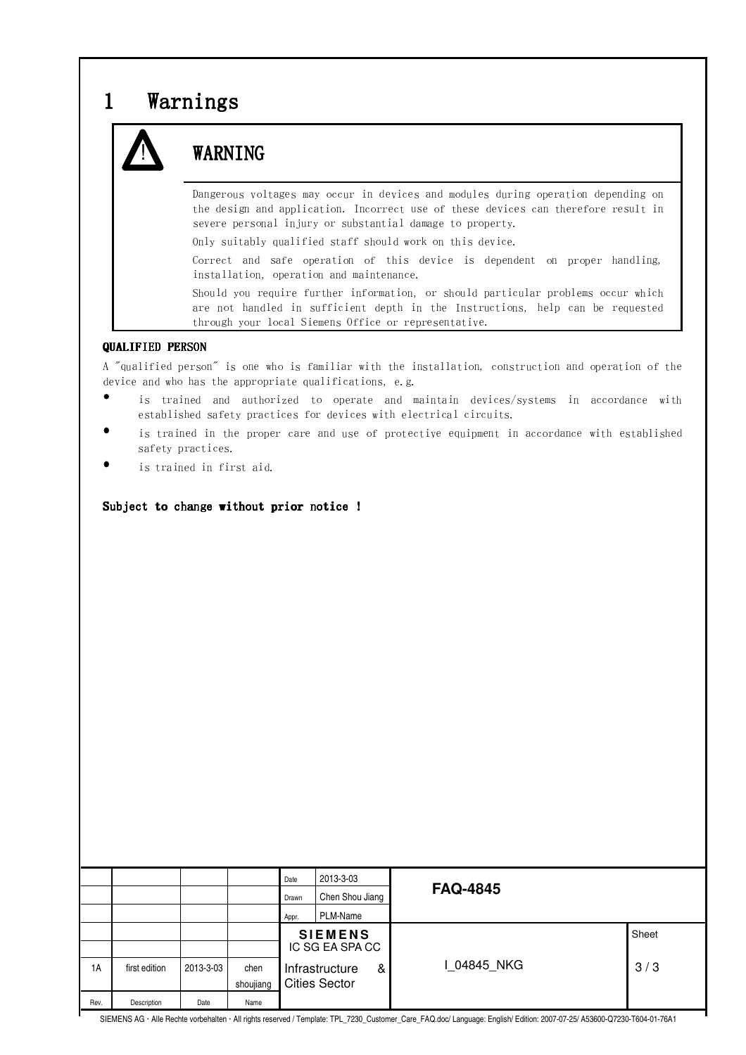# 1 Warnings

## WARNING

Dangerous voltages may occur in devices and modules during operation depending on the design and application. Incorrect use of these devices can therefore result in severe personal injury or substantial damage to property.

Only suitably qualified staff should work on this device.

Correct and safe operation of this device is dependent on proper handling, installation, operation and maintenance.

Should you require further information, or should particular problems occur which are not handled in sufficient depth in the Instructions, help can be requested through your local Siemens Office or representative.

**QUALIFIED PERSON**

A "qualified person" is one who is familiar with the installation, construction and operation of the device and who has the appropriate qualifications, e.g.

- is trained and authorized to operate and maintain devices/systems in accordance with established safety practices for devices with electrical circuits.
- is trained in the proper care and use of protective equipment in accordance with established safety practices.
- is trained in first aid.

**Subject to change without prior notice !**

| | | | | | | | |
|---|---|---|---|---|---|---|---|
| | | | | Date | 2013-3-03 | FAQ-4845 | |
| | | | | Drawn | Chen Shou Jiang | | |
| | | | | Appr. | PLM-Name | | |
| | | | | SIEMENS IC SG EA SPA CC | | | Sheet |
| 1A | first edition | 2013-3-03 | chen shoujiang | Infrastructure & Cities Sector | | I_04845_NKG | 3 / 3 |
| Rev. | Description | Date | Name | | | | |

SIEMENS AG · Alle Rechte vorbehalten · All rights reserved / Template: TPL_7230_Customer_Care_FAQ.doc/ Language: English/ Edition: 2007-07-25/ A53600-Q7230-T604-01-76A1